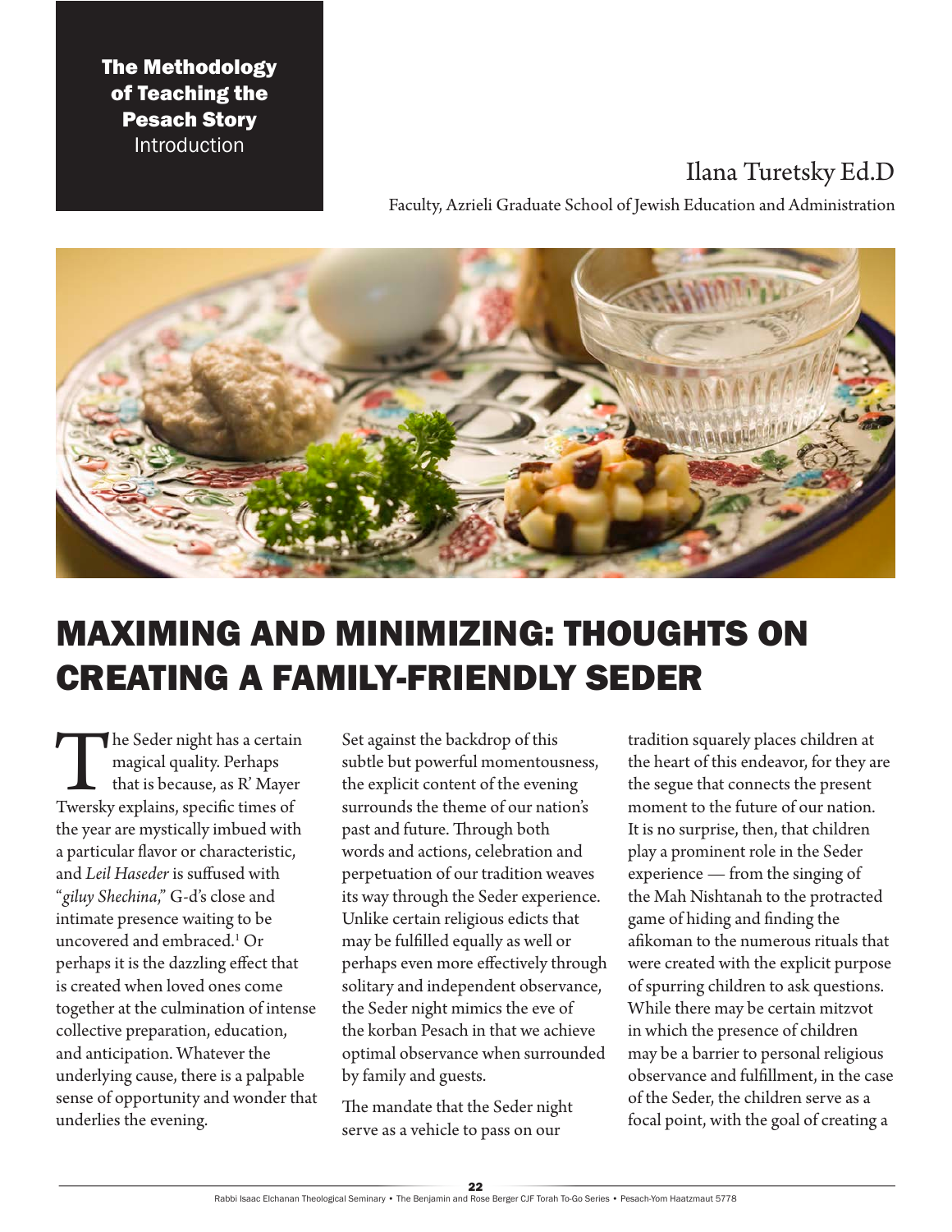**The Methodology of Teaching the Pesach Story**
Introduction

Ilana Turetsky Ed.D

Faculty, Azrieli Graduate School of Jewish Education and Administration

# MAXIMING AND MINIMIZING: THOUGHTS ON CREATING A FAMILY-FRIENDLY SEDER

The Seder night has a certain magical quality. Perhaps that is because, as R' Mayer Twersky explains, specific times of the year are mystically imbued with a particular flavor or characteristic, and *Leil Haseder* is suffused with "*giluy Shechina*," G-d's close and intimate presence waiting to be uncovered and embraced.[1] Or perhaps it is the dazzling effect that is created when loved ones come together at the culmination of intense collective preparation, education, and anticipation. Whatever the underlying cause, there is a palpable sense of opportunity and wonder that underlies the evening.

Set against the backdrop of this subtle but powerful momentousness, the explicit content of the evening surrounds the theme of our nation's past and future. Through both words and actions, celebration and perpetuation of our tradition weaves its way through the Seder experience. Unlike certain religious edicts that may be fulfilled equally as well or perhaps even more effectively through solitary and independent observance, the Seder night mimics the eve of the korban Pesach in that we achieve optimal observance when surrounded by family and guests.

The mandate that the Seder night serve as a vehicle to pass on our tradition squarely places children at the heart of this endeavor, for they are the segue that connects the present moment to the future of our nation. It is no surprise, then, that children play a prominent role in the Seder experience — from the singing of the Mah Nishtanah to the protracted game of hiding and finding the afikoman to the numerous rituals that were created with the explicit purpose of spurring children to ask questions. While there may be certain mitzvot in which the presence of children may be a barrier to personal religious observance and fulfillment, in the case of the Seder, the children serve as a focal point, with the goal of creating a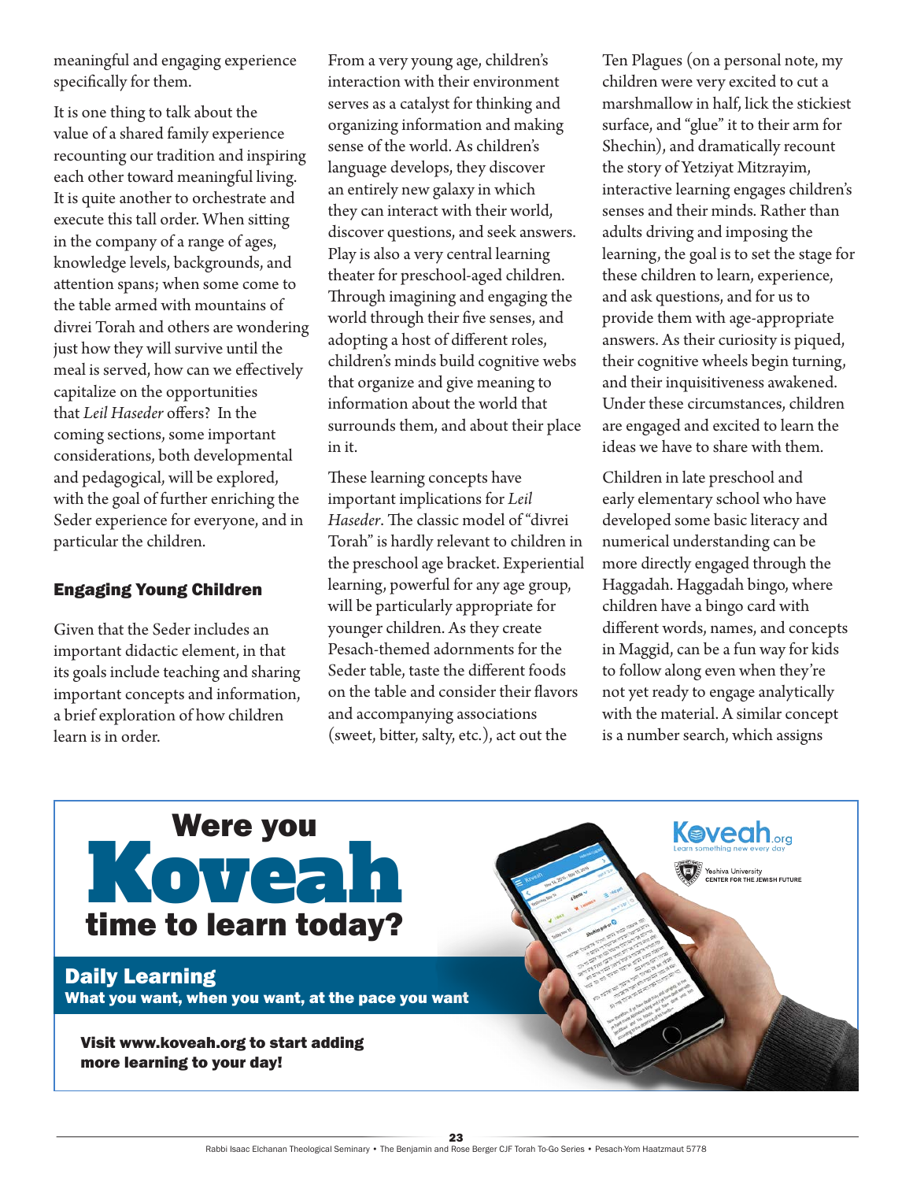meaningful and engaging experience specifically for them.

It is one thing to talk about the value of a shared family experience recounting our tradition and inspiring each other toward meaningful living. It is quite another to orchestrate and execute this tall order. When sitting in the company of a range of ages, knowledge levels, backgrounds, and attention spans; when some come to the table armed with mountains of divrei Torah and others are wondering just how they will survive until the meal is served, how can we effectively capitalize on the opportunities that *Leil Haseder* offers? In the coming sections, some important considerations, both developmental and pedagogical, will be explored, with the goal of further enriching the Seder experience for everyone, and in particular the children.

## Engaging Young Children

Given that the Seder includes an important didactic element, in that its goals include teaching and sharing important concepts and information, a brief exploration of how children learn is in order.

From a very young age, children's interaction with their environment serves as a catalyst for thinking and organizing information and making sense of the world. As children's language develops, they discover an entirely new galaxy in which they can interact with their world, discover questions, and seek answers. Play is also a very central learning theater for preschool-aged children. Through imagining and engaging the world through their five senses, and adopting a host of different roles, children's minds build cognitive webs that organize and give meaning to information about the world that surrounds them, and about their place in it.

These learning concepts have important implications for *Leil Haseder*. The classic model of "divrei Torah" is hardly relevant to children in the preschool age bracket. Experiential learning, powerful for any age group, will be particularly appropriate for younger children. As they create Pesach-themed adornments for the Seder table, taste the different foods on the table and consider their flavors and accompanying associations (sweet, bitter, salty, etc.), act out the Ten Plagues (on a personal note, my children were very excited to cut a marshmallow in half, lick the stickiest surface, and "glue" it to their arm for Shechin), and dramatically recount the story of Yetziyat Mitzrayim, interactive learning engages children's senses and their minds. Rather than adults driving and imposing the learning, the goal is to set the stage for these children to learn, experience, and ask questions, and for us to provide them with age-appropriate answers. As their curiosity is piqued, their cognitive wheels begin turning, and their inquisitiveness awakened. Under these circumstances, children are engaged and excited to learn the ideas we have to share with them.

Children in late preschool and early elementary school who have developed some basic literacy and numerical understanding can be more directly engaged through the Haggadah. Haggadah bingo, where children have a bingo card with different words, names, and concepts in Maggid, can be a fun way for kids to follow along even when they're not yet ready to engage analytically with the material. A similar concept is a number search, which assigns

**Were you Koveah time to learn today?**

**Daily Learning**

**What you want, when you want, at the pace you want**

**Visit www.koveah.org to start adding more learning to your day!**

Koveah.org — Learn something new every day

Yeshiva University CENTER FOR THE JEWISH FUTURE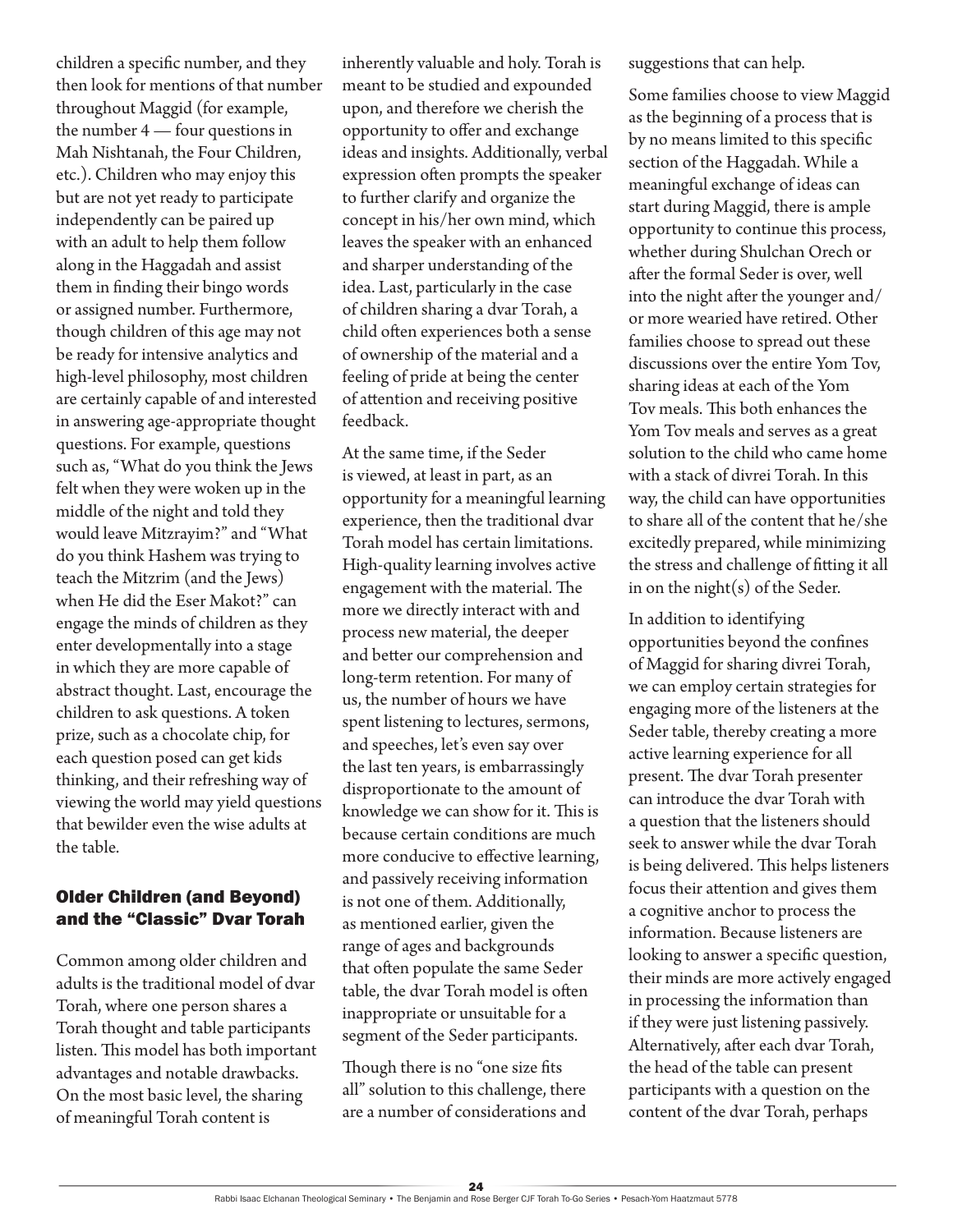children a specific number, and they then look for mentions of that number throughout Maggid (for example, the number 4 — four questions in Mah Nishtanah, the Four Children, etc.). Children who may enjoy this but are not yet ready to participate independently can be paired up with an adult to help them follow along in the Haggadah and assist them in finding their bingo words or assigned number. Furthermore, though children of this age may not be ready for intensive analytics and high-level philosophy, most children are certainly capable of and interested in answering age-appropriate thought questions. For example, questions such as, "What do you think the Jews felt when they were woken up in the middle of the night and told they would leave Mitzrayim?" and "What do you think Hashem was trying to teach the Mitzrim (and the Jews) when He did the Eser Makot?" can engage the minds of children as they enter developmentally into a stage in which they are more capable of abstract thought. Last, encourage the children to ask questions. A token prize, such as a chocolate chip, for each question posed can get kids thinking, and their refreshing way of viewing the world may yield questions that bewilder even the wise adults at the table.

### Older Children (and Beyond) and the "Classic" Dvar Torah

Common among older children and adults is the traditional model of dvar Torah, where one person shares a Torah thought and table participants listen. This model has both important advantages and notable drawbacks. On the most basic level, the sharing of meaningful Torah content is inherently valuable and holy. Torah is meant to be studied and expounded upon, and therefore we cherish the opportunity to offer and exchange ideas and insights. Additionally, verbal expression often prompts the speaker to further clarify and organize the concept in his/her own mind, which leaves the speaker with an enhanced and sharper understanding of the idea. Last, particularly in the case of children sharing a dvar Torah, a child often experiences both a sense of ownership of the material and a feeling of pride at being the center of attention and receiving positive feedback.

At the same time, if the Seder is viewed, at least in part, as an opportunity for a meaningful learning experience, then the traditional dvar Torah model has certain limitations. High-quality learning involves active engagement with the material. The more we directly interact with and process new material, the deeper and better our comprehension and long-term retention. For many of us, the number of hours we have spent listening to lectures, sermons, and speeches, let's even say over the last ten years, is embarrassingly disproportionate to the amount of knowledge we can show for it. This is because certain conditions are much more conducive to effective learning, and passively receiving information is not one of them. Additionally, as mentioned earlier, given the range of ages and backgrounds that often populate the same Seder table, the dvar Torah model is often inappropriate or unsuitable for a segment of the Seder participants.

Though there is no "one size fits all" solution to this challenge, there are a number of considerations and suggestions that can help.

Some families choose to view Maggid as the beginning of a process that is by no means limited to this specific section of the Haggadah. While a meaningful exchange of ideas can start during Maggid, there is ample opportunity to continue this process, whether during Shulchan Orech or after the formal Seder is over, well into the night after the younger and/or more wearied have retired. Other families choose to spread out these discussions over the entire Yom Tov, sharing ideas at each of the Yom Tov meals. This both enhances the Yom Tov meals and serves as a great solution to the child who came home with a stack of divrei Torah. In this way, the child can have opportunities to share all of the content that he/she excitedly prepared, while minimizing the stress and challenge of fitting it all in on the night(s) of the Seder.

In addition to identifying opportunities beyond the confines of Maggid for sharing divrei Torah, we can employ certain strategies for engaging more of the listeners at the Seder table, thereby creating a more active learning experience for all present. The dvar Torah presenter can introduce the dvar Torah with a question that the listeners should seek to answer while the dvar Torah is being delivered. This helps listeners focus their attention and gives them a cognitive anchor to process the information. Because listeners are looking to answer a specific question, their minds are more actively engaged in processing the information than if they were just listening passively. Alternatively, after each dvar Torah, the head of the table can present participants with a question on the content of the dvar Torah, perhaps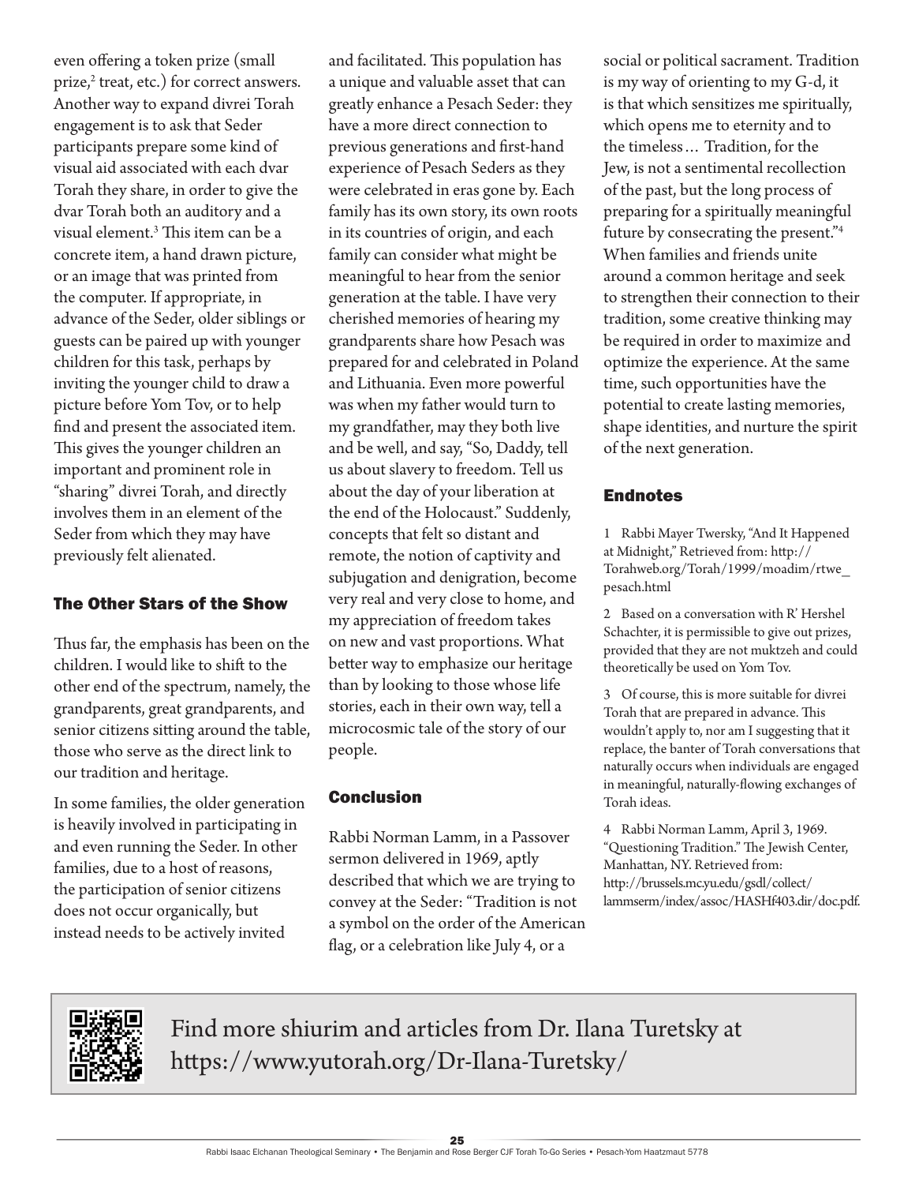even offering a token prize (small prize,[2] treat, etc.) for correct answers. Another way to expand divrei Torah engagement is to ask that Seder participants prepare some kind of visual aid associated with each dvar Torah they share, in order to give the dvar Torah both an auditory and a visual element.[3] This item can be a concrete item, a hand drawn picture, or an image that was printed from the computer. If appropriate, in advance of the Seder, older siblings or guests can be paired up with younger children for this task, perhaps by inviting the younger child to draw a picture before Yom Tov, or to help find and present the associated item. This gives the younger children an important and prominent role in "sharing" divrei Torah, and directly involves them in an element of the Seder from which they may have previously felt alienated.

### The Other Stars of the Show

Thus far, the emphasis has been on the children. I would like to shift to the other end of the spectrum, namely, the grandparents, great grandparents, and senior citizens sitting around the table, those who serve as the direct link to our tradition and heritage.

In some families, the older generation is heavily involved in participating in and even running the Seder. In other families, due to a host of reasons, the participation of senior citizens does not occur organically, but instead needs to be actively invited and facilitated. This population has a unique and valuable asset that can greatly enhance a Pesach Seder: they have a more direct connection to previous generations and first-hand experience of Pesach Seders as they were celebrated in eras gone by. Each family has its own story, its own roots in its countries of origin, and each family can consider what might be meaningful to hear from the senior generation at the table. I have very cherished memories of hearing my grandparents share how Pesach was prepared for and celebrated in Poland and Lithuania. Even more powerful was when my father would turn to my grandfather, may they both live and be well, and say, "So, Daddy, tell us about slavery to freedom. Tell us about the day of your liberation at the end of the Holocaust." Suddenly, concepts that felt so distant and remote, the notion of captivity and subjugation and denigration, become very real and very close to home, and my appreciation of freedom takes on new and vast proportions. What better way to emphasize our heritage than by looking to those whose life stories, each in their own way, tell a microcosmic tale of the story of our people.

### Conclusion

Rabbi Norman Lamm, in a Passover sermon delivered in 1969, aptly described that which we are trying to convey at the Seder: "Tradition is not a symbol on the order of the American flag, or a celebration like July 4, or a social or political sacrament. Tradition is my way of orienting to my G-d, it is that which sensitizes me spiritually, which opens me to eternity and to the timeless… Tradition, for the Jew, is not a sentimental recollection of the past, but the long process of preparing for a spiritually meaningful future by consecrating the present."[4] When families and friends unite around a common heritage and seek to strengthen their connection to their tradition, some creative thinking may be required in order to maximize and optimize the experience. At the same time, such opportunities have the potential to create lasting memories, shape identities, and nurture the spirit of the next generation.

### Endnotes

1 Rabbi Mayer Twersky, "And It Happened at Midnight," Retrieved from: http://Torahweb.org/Torah/1999/moadim/rtwe_pesach.html

2 Based on a conversation with R' Hershel Schachter, it is permissible to give out prizes, provided that they are not muktzeh and could theoretically be used on Yom Tov.

3 Of course, this is more suitable for divrei Torah that are prepared in advance. This wouldn't apply to, nor am I suggesting that it replace, the banter of Torah conversations that naturally occurs when individuals are engaged in meaningful, naturally-flowing exchanges of Torah ideas.

4 Rabbi Norman Lamm, April 3, 1969. "Questioning Tradition." The Jewish Center, Manhattan, NY. Retrieved from: http://brussels.mc.yu.edu/gsdl/collect/lammserm/index/assoc/HASHf403.dir/doc.pdf.

Find more shiurim and articles from Dr. Ilana Turetsky at https://www.yutorah.org/Dr-Ilana-Turetsky/